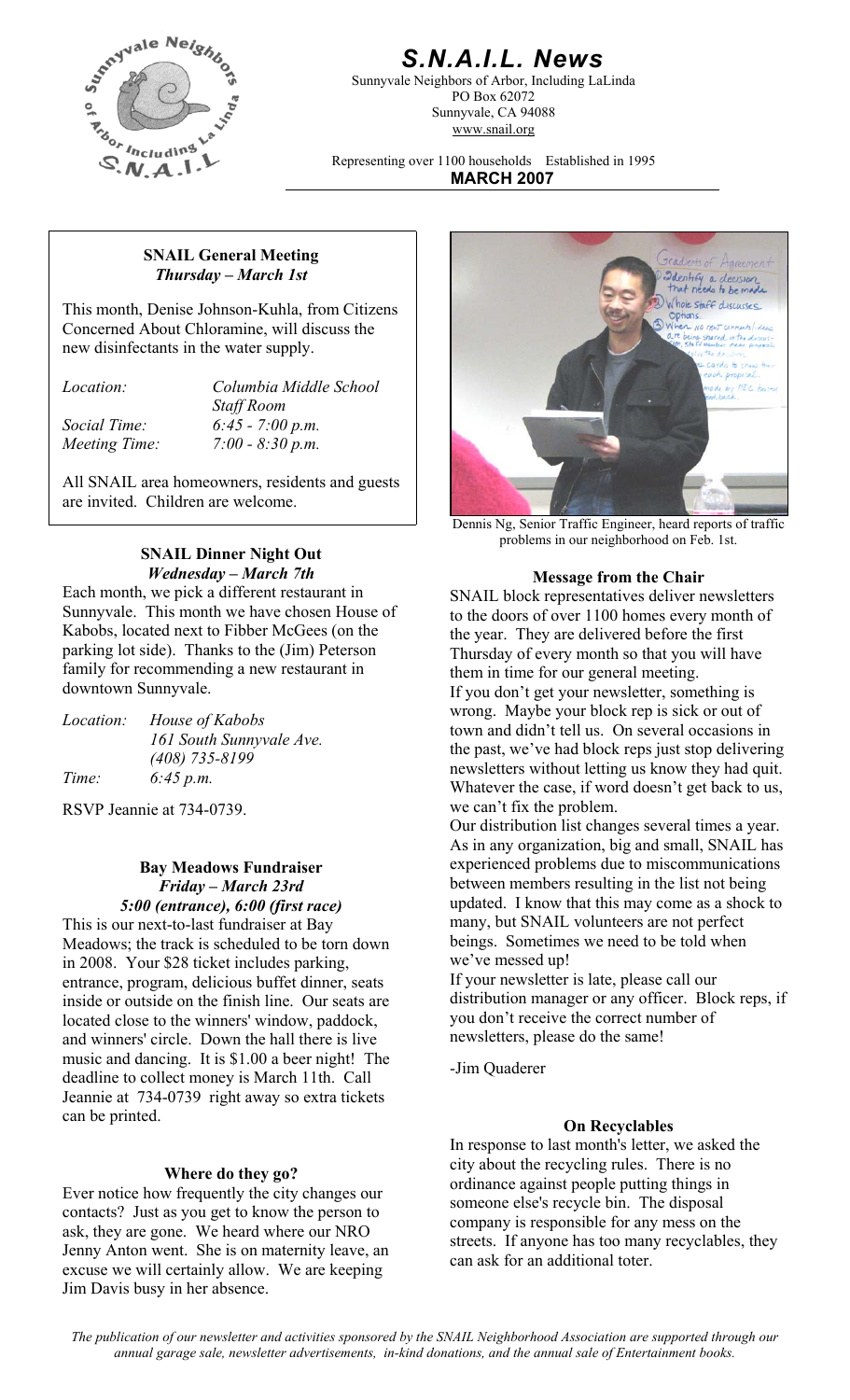# S.N.A.I.L. News

Sunnyvale Neighbors of Arbor, Including LaLinda
PO Box 62072
Sunnyvale, CA 94088
www.snail.org

Representing over 1100 households Established in 1995

**MARCH 2007**

### SNAIL General Meeting
***Thursday – March 1st***

This month, Denise Johnson-Kuhla, from Citizens Concerned About Chloramine, will discuss the new disinfectants in the water supply.

| | |
|---|---|
| *Location:* | *Columbia Middle School Staff Room* |
| *Social Time:* | *6:45 - 7:00 p.m.* |
| *Meeting Time:* | *7:00 - 8:30 p.m.* |

All SNAIL area homeowners, residents and guests are invited. Children are welcome.

### SNAIL Dinner Night Out
***Wednesday – March 7th***

Each month, we pick a different restaurant in Sunnyvale. This month we have chosen House of Kabobs, located next to Fibber McGees (on the parking lot side). Thanks to the (Jim) Peterson family for recommending a new restaurant in downtown Sunnyvale.

| | |
|---|---|
| *Location:* | *House of Kabobs 161 South Sunnyvale Ave. (408) 735-8199* |
| *Time:* | *6:45 p.m.* |

RSVP Jeannie at 734-0739.

### Bay Meadows Fundraiser
***Friday – March 23rd***
***5:00 (entrance), 6:00 (first race)***

This is our next-to-last fundraiser at Bay Meadows; the track is scheduled to be torn down in 2008. Your $28 ticket includes parking, entrance, program, delicious buffet dinner, seats inside or outside on the finish line. Our seats are located close to the winners' window, paddock, and winners' circle. Down the hall there is live music and dancing. It is $1.00 a beer night! The deadline to collect money is March 11th. Call Jeannie at 734-0739 right away so extra tickets can be printed.

### Where do they go?

Ever notice how frequently the city changes our contacts? Just as you get to know the person to ask, they are gone. We heard where our NRO Jenny Anton went. She is on maternity leave, an excuse we will certainly allow. We are keeping Jim Davis busy in her absence.

Dennis Ng, Senior Traffic Engineer, heard reports of traffic problems in our neighborhood on Feb. 1st.

### Message from the Chair

SNAIL block representatives deliver newsletters to the doors of over 1100 homes every month of the year. They are delivered before the first Thursday of every month so that you will have them in time for our general meeting.

If you don't get your newsletter, something is wrong. Maybe your block rep is sick or out of town and didn't tell us. On several occasions in the past, we've had block reps just stop delivering newsletters without letting us know they had quit. Whatever the case, if word doesn't get back to us, we can't fix the problem.

Our distribution list changes several times a year. As in any organization, big and small, SNAIL has experienced problems due to miscommunications between members resulting in the list not being updated. I know that this may come as a shock to many, but SNAIL volunteers are not perfect beings. Sometimes we need to be told when we've messed up!

If your newsletter is late, please call our distribution manager or any officer. Block reps, if you don't receive the correct number of newsletters, please do the same!

-Jim Quaderer

### On Recyclables

In response to last month's letter, we asked the city about the recycling rules. There is no ordinance against people putting things in someone else's recycle bin. The disposal company is responsible for any mess on the streets. If anyone has too many recyclables, they can ask for an additional toter.

*The publication of our newsletter and activities sponsored by the SNAIL Neighborhood Association are supported through our annual garage sale, newsletter advertisements, in-kind donations, and the annual sale of Entertainment books.*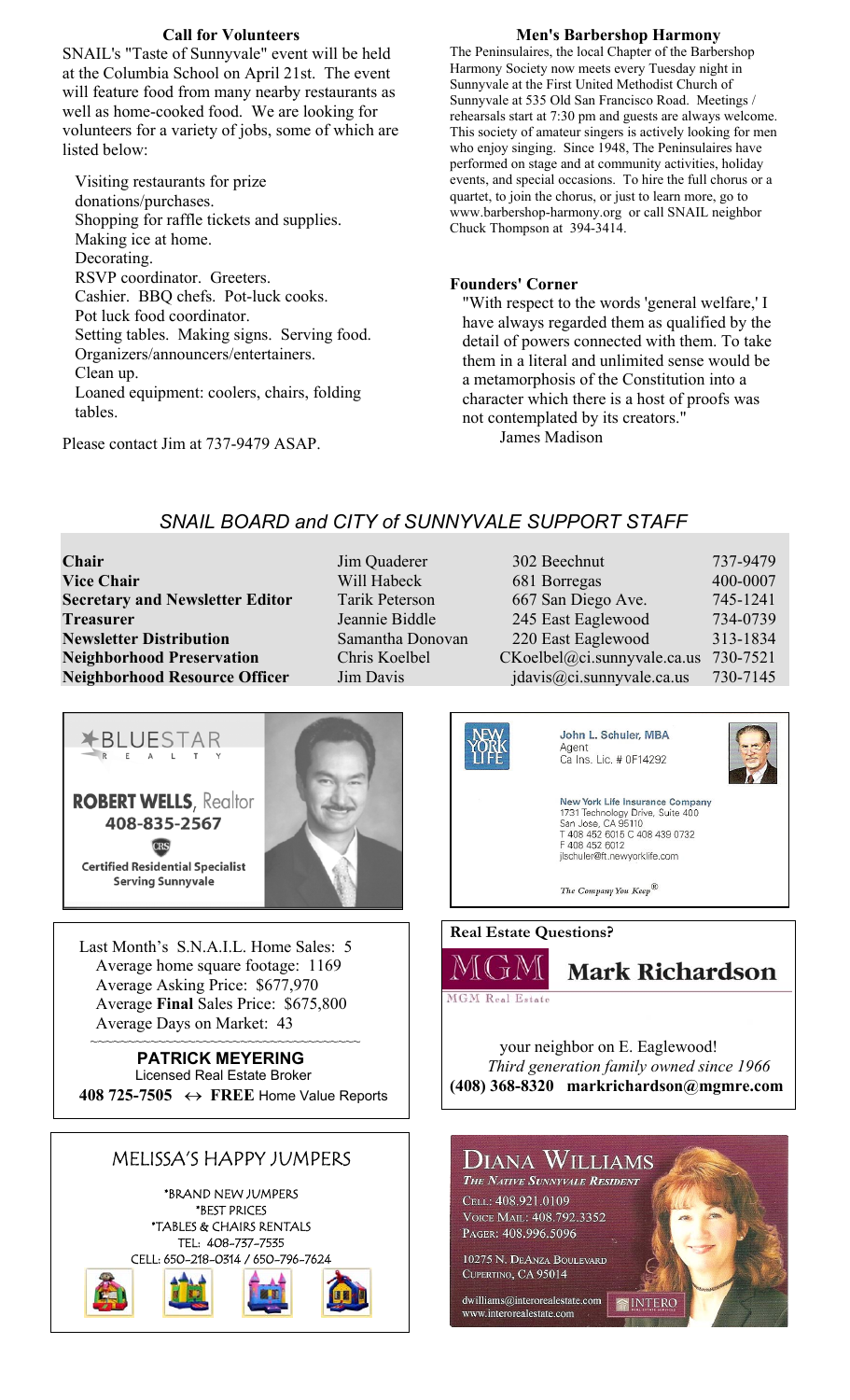### Call for Volunteers

SNAIL's "Taste of Sunnyvale" event will be held at the Columbia School on April 21st. The event will feature food from many nearby restaurants as well as home-cooked food. We are looking for volunteers for a variety of jobs, some of which are listed below:

- Visiting restaurants for prize donations/purchases.
- Shopping for raffle tickets and supplies.
- Making ice at home.
- Decorating.
- RSVP coordinator. Greeters.
- Cashier. BBQ chefs. Pot-luck cooks.
- Pot luck food coordinator.
- Setting tables. Making signs. Serving food.
- Organizers/announcers/entertainers.
- Clean up.
- Loaned equipment: coolers, chairs, folding tables.

Please contact Jim at 737-9479 ASAP.

### Men's Barbershop Harmony

The Peninsulaires, the local Chapter of the Barbershop Harmony Society now meets every Tuesday night in Sunnyvale at the First United Methodist Church of Sunnyvale at 535 Old San Francisco Road. Meetings / rehearsals start at 7:30 pm and guests are always welcome. This society of amateur singers is actively looking for men who enjoy singing. Since 1948, The Peninsulaires have performed on stage and at community activities, holiday events, and special occasions. To hire the full chorus or a quartet, to join the chorus, or just to learn more, go to www.barbershop-harmony.org or call SNAIL neighbor Chuck Thompson at 394-3414.

### Founders' Corner

"With respect to the words 'general welfare,' I have always regarded them as qualified by the detail of powers connected with them. To take them in a literal and unlimited sense would be a metamorphosis of the Constitution into a character which there is a host of proofs was not contemplated by its creators."
James Madison

## *SNAIL BOARD and CITY of SUNNYVALE SUPPORT STAFF*

| | | | |
|---|---|---|---|
| **Chair** | Jim Quaderer | 302 Beechnut | 737-9479 |
| **Vice Chair** | Will Habeck | 681 Borregas | 400-0007 |
| **Secretary and Newsletter Editor** | Tarik Peterson | 667 San Diego Ave. | 745-1241 |
| **Treasurer** | Jeannie Biddle | 245 East Eaglewood | 734-0739 |
| **Newsletter Distribution** | Samantha Donovan | 220 East Eaglewood | 313-1834 |
| **Neighborhood Preservation** | Chris Koelbel | CKoelbel@ci.sunnyvale.ca.us | 730-7521 |
| **Neighborhood Resource Officer** | Jim Davis | jdavis@ci.sunnyvale.ca.us | 730-7145 |

BLUESTAR REALTY

**ROBERT WELLS**, Realtor
**408-835-2567**
CRS
**Certified Residential Specialist**
**Serving Sunnyvale**

NEW YORK LIFE

John L. Schuler, MBA
Agent
Ca Ins. Lic. # 0F14292

New York Life Insurance Company
1731 Technology Drive, Suite 400
San Jose, CA 95110
T 408 452 6015 C 408 439 0732
F 408 452 6012
jlschuler@ft.newyorklife.com

*The Company You Keep*®

Last Month's S.N.A.I.L. Home Sales: 5
Average home square footage: 1169
Average Asking Price: $677,970
Average **Final** Sales Price: $675,800
Average Days on Market: 43

**PATRICK MEYERING**
Licensed Real Estate Broker
**408 725-7505** ↔ **FREE** Home Value Reports

**Real Estate Questions?**

MGM Real Estate
**Mark Richardson**

your neighbor on E. Eaglewood!
*Third generation family owned since 1966*
**(408) 368-8320 markrichardson@mgmre.com**

MELISSA'S HAPPY JUMPERS

*BRAND NEW JUMPERS
*BEST PRICES
*TABLES & CHAIRS RENTALS
TEL: 408-737-7535
CELL: 650-218-0314 / 650-796-7624

DIANA WILLIAMS
*THE NATIVE SUNNYVALE RESIDENT*
CELL: 408.921.0109
VOICE MAIL: 408.792.3352
PAGER: 408.996.5096

10275 N. DEANZA BOULEVARD
CUPERTINO, CA 95014

dwilliams@interorealestate.com
www.interorealestate.com
INTERO